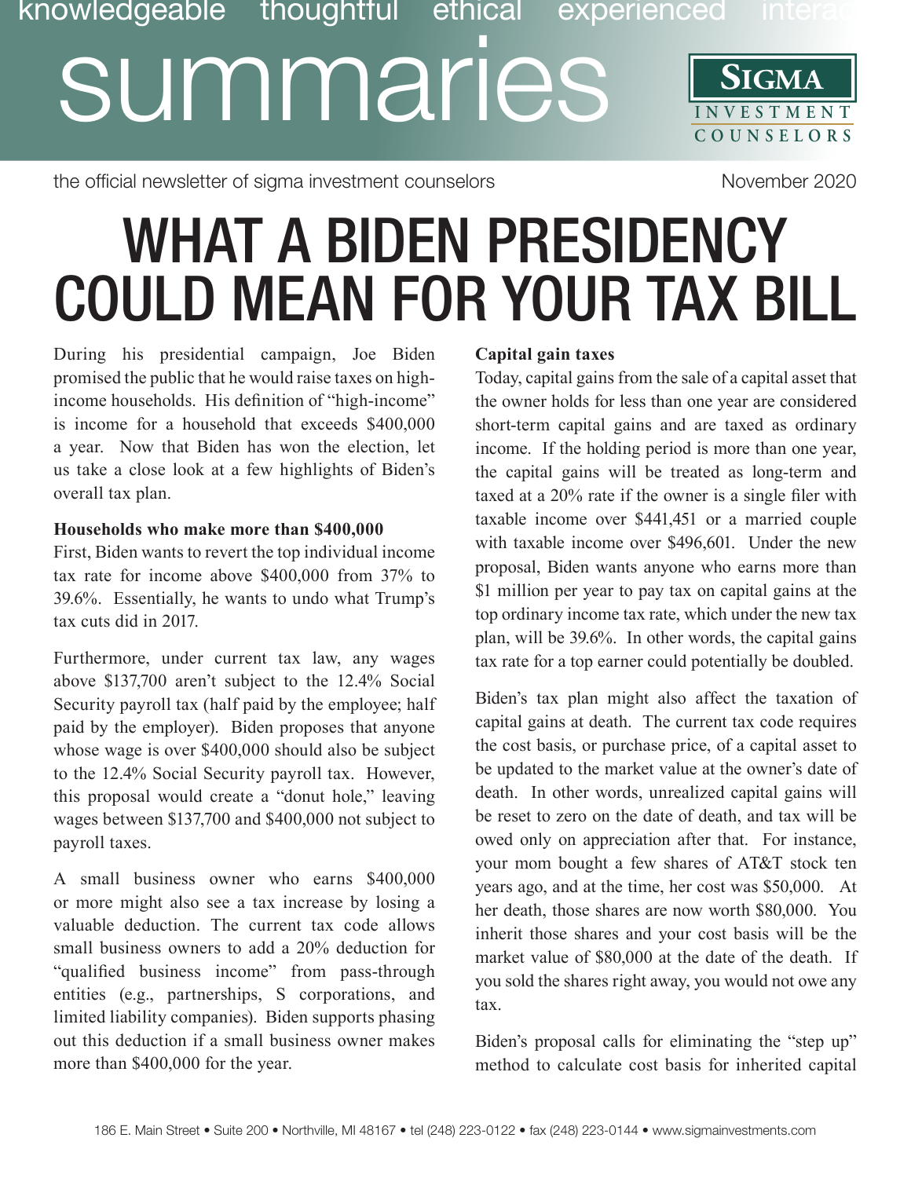knowledgeable thoughtful ethical experienced interac

# summaries

**SIGMA** INVESTMENT COUNSELORS

the official newsletter of sigma investment counselors

November 2020

# WHAT A BIDEN PRESIDENCY COULD MEAN FOR YOUR TAX BILL

During his presidential campaign, Joe Biden promised the public that he would raise taxes on high-income households. His definition of "high-income" is income for a household that exceeds $400,000 a year. Now that Biden has won the election, let us take a close look at a few highlights of Biden's overall tax plan.

**Households who make more than $400,000**

First, Biden wants to revert the top individual income tax rate for income above $400,000 from 37% to 39.6%. Essentially, he wants to undo what Trump's tax cuts did in 2017.

Furthermore, under current tax law, any wages above $137,700 aren't subject to the 12.4% Social Security payroll tax (half paid by the employee; half paid by the employer). Biden proposes that anyone whose wage is over $400,000 should also be subject to the 12.4% Social Security payroll tax. However, this proposal would create a "donut hole," leaving wages between $137,700 and $400,000 not subject to payroll taxes.

A small business owner who earns $400,000 or more might also see a tax increase by losing a valuable deduction. The current tax code allows small business owners to add a 20% deduction for "qualified business income" from pass-through entities (e.g., partnerships, S corporations, and limited liability companies). Biden supports phasing out this deduction if a small business owner makes more than $400,000 for the year.

**Capital gain taxes**

Today, capital gains from the sale of a capital asset that the owner holds for less than one year are considered short-term capital gains and are taxed as ordinary income. If the holding period is more than one year, the capital gains will be treated as long-term and taxed at a 20% rate if the owner is a single filer with taxable income over $441,451 or a married couple with taxable income over $496,601. Under the new proposal, Biden wants anyone who earns more than $1 million per year to pay tax on capital gains at the top ordinary income tax rate, which under the new tax plan, will be 39.6%. In other words, the capital gains tax rate for a top earner could potentially be doubled.

Biden's tax plan might also affect the taxation of capital gains at death. The current tax code requires the cost basis, or purchase price, of a capital asset to be updated to the market value at the owner's date of death. In other words, unrealized capital gains will be reset to zero on the date of death, and tax will be owed only on appreciation after that. For instance, your mom bought a few shares of AT&T stock ten years ago, and at the time, her cost was $50,000. At her death, those shares are now worth $80,000. You inherit those shares and your cost basis will be the market value of $80,000 at the date of the death. If you sold the shares right away, you would not owe any tax.

Biden's proposal calls for eliminating the "step up" method to calculate cost basis for inherited capital

186 E. Main Street • Suite 200 • Northville, MI 48167 • tel (248) 223-0122 • fax (248) 223-0144 • www.sigmainvestments.com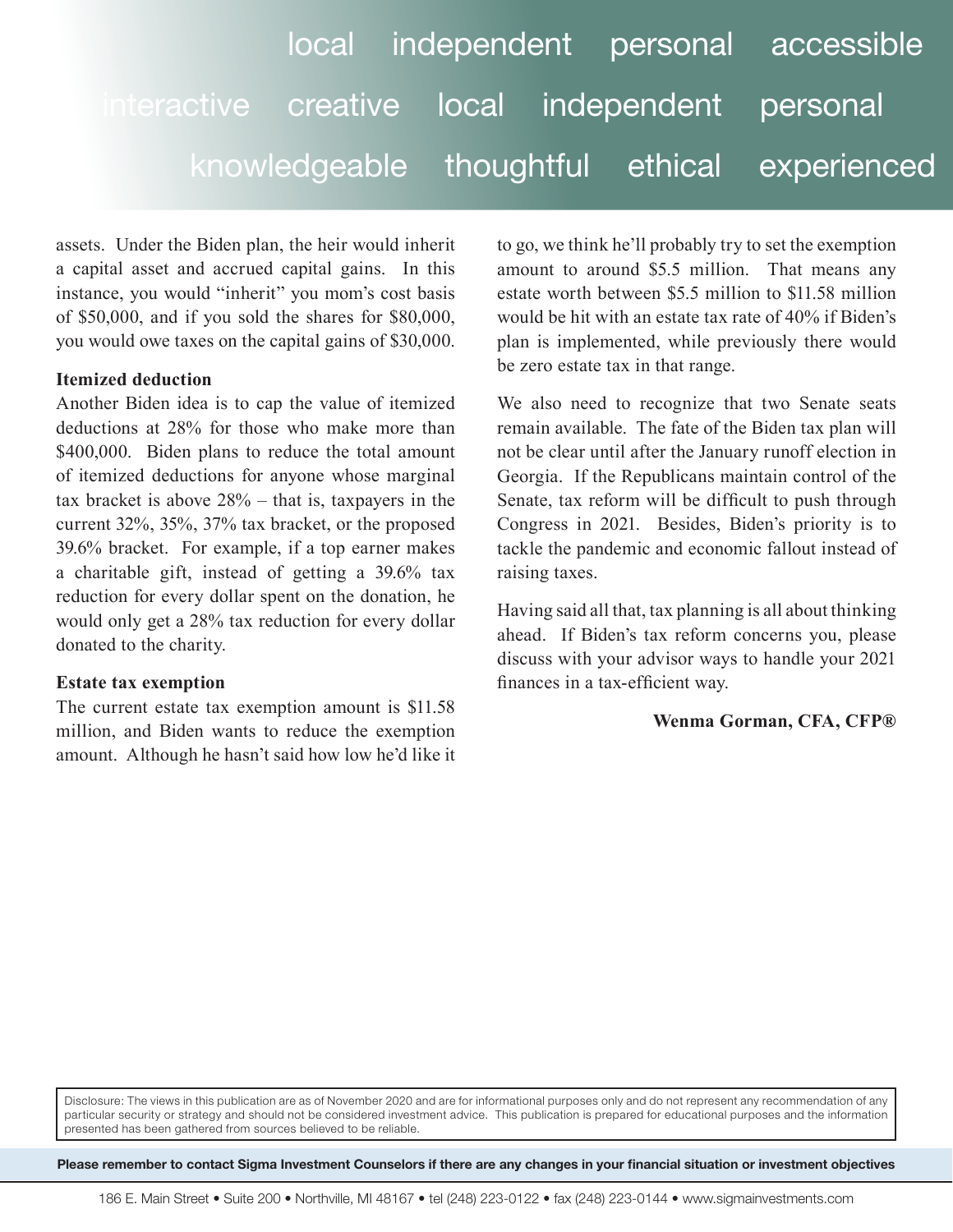assets. Under the Biden plan, the heir would inherit a capital asset and accrued capital gains. In this instance, you would "inherit" you mom's cost basis of $50,000, and if you sold the shares for $80,000, you would owe taxes on the capital gains of $30,000.

**Itemized deduction**

Another Biden idea is to cap the value of itemized deductions at 28% for those who make more than $400,000. Biden plans to reduce the total amount of itemized deductions for anyone whose marginal tax bracket is above 28% – that is, taxpayers in the current 32%, 35%, 37% tax bracket, or the proposed 39.6% bracket. For example, if a top earner makes a charitable gift, instead of getting a 39.6% tax reduction for every dollar spent on the donation, he would only get a 28% tax reduction for every dollar donated to the charity.

**Estate tax exemption**

The current estate tax exemption amount is $11.58 million, and Biden wants to reduce the exemption amount. Although he hasn't said how low he'd like it to go, we think he'll probably try to set the exemption amount to around $5.5 million. That means any estate worth between $5.5 million to $11.58 million would be hit with an estate tax rate of 40% if Biden's plan is implemented, while previously there would be zero estate tax in that range.

We also need to recognize that two Senate seats remain available. The fate of the Biden tax plan will not be clear until after the January runoff election in Georgia. If the Republicans maintain control of the Senate, tax reform will be difficult to push through Congress in 2021. Besides, Biden's priority is to tackle the pandemic and economic fallout instead of raising taxes.

Having said all that, tax planning is all about thinking ahead. If Biden's tax reform concerns you, please discuss with your advisor ways to handle your 2021 finances in a tax-efficient way.

**Wenma Gorman, CFA, CFP®**

Disclosure: The views in this publication are as of November 2020 and are for informational purposes only and do not represent any recommendation of any particular security or strategy and should not be considered investment advice. This publication is prepared for educational purposes and the information presented has been gathered from sources believed to be reliable.

**Please remember to contact Sigma Investment Counselors if there are any changes in your financial situation or investment objectives**